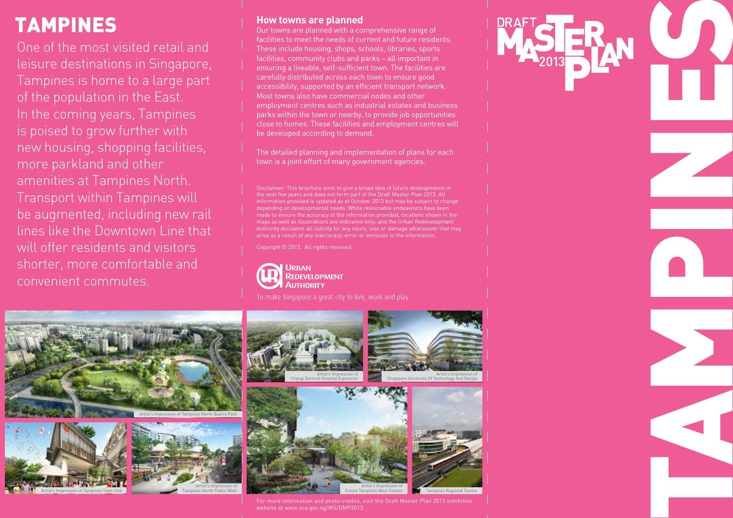# TAMPINES

One of the most visited retail and leisure destinations in Singapore, Tampines is home to a large part of the population in the East. In the coming years, Tampines is poised to grow further with new housing, shopping facilities, more parkland and other amenities at Tampines North. Transport within Tampines will be augmented, including new rail lines like the Downtown Line that will offer residents and visitors shorter, more comfortable and convenient commutes.

Artist's Impression of Tampines North Quarry Park

Artist's Impression of Tampines Town Hub

Artist's Impression of Tampines North Public Walk

## How towns are planned

Our towns are planned with a comprehensive range of facilities to meet the needs of current and future residents. These include housing, shops, schools, libraries, sports facilities, community clubs and parks – all important in ensuring a liveable, self-sufficient town. The facilities are carefully distributed across each town to ensure good accessibility, supported by an efficient transport network. Most towns also have commercial nodes and other employment centres such as industrial estates and business parks within the town or nearby, to provide job opportunities close to homes. These facilities and employment centres will be developed according to demand.

The detailed planning and implementation of plans for each town is a joint effort of many government agencies.

Disclaimer: This brochure aims to give a broad idea of future developments in the next five years and does not form part of the Draft Master Plan 2013. All information provided is updated as at October 2013 but may be subject to change depending on developmental needs. While reasonable endeavours have been made to ensure the accuracy of the information provided, locations shown in the maps as well as illustrations are indicative only, and the Urban Redevelopment Authority disclaims all liability for any injury, loss or damage whatsoever that may arise as a result of any inaccuracy, error or omission in the information.

Copyright © 2013. All rights reserved.

Urban Redevelopment Authority

To make Singapore a great city to live, work and play

Artist's Impression of Changi General Hospital Expansion

Artist's Impression of Singapore University Of Technology And Design

Artist's Impression of Future Tampines West Station

Tampines Regional Centre

For more information and photo credits, visit the Draft Master Plan 2013 exhibition website at www.ura.gov.sg/MS/DMP2013.

DRAFT MASTER PLAN 2013

TAMPINES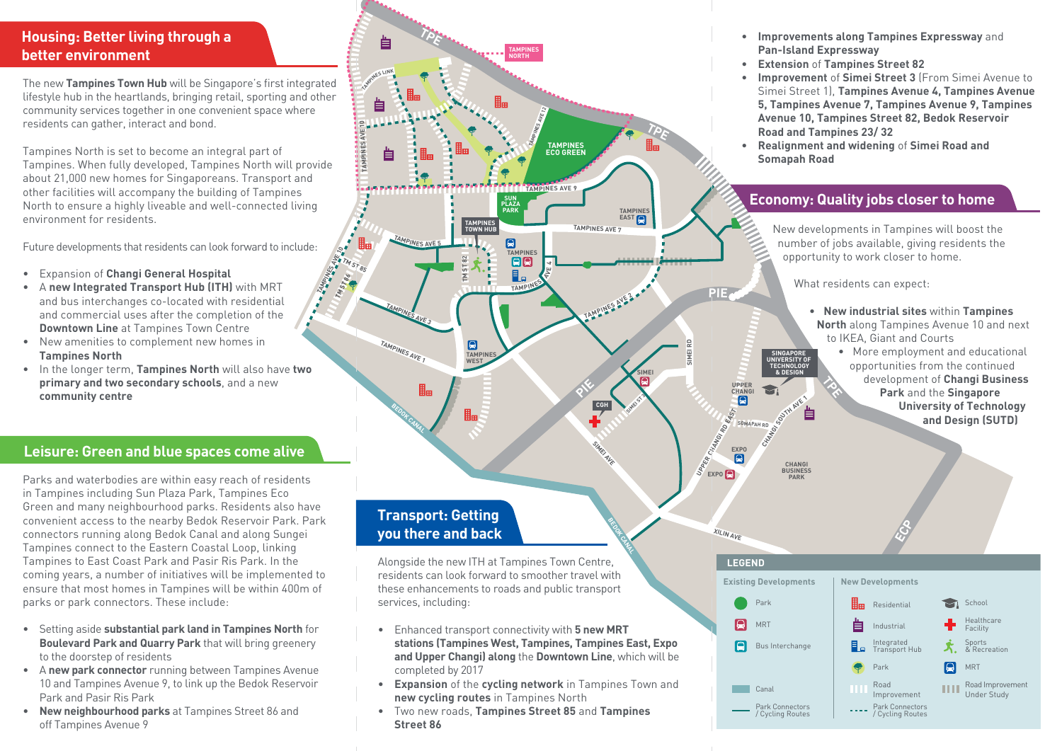## Housing: Better living through a better environment

The new **Tampines Town Hub** will be Singapore's first integrated lifestyle hub in the heartlands, bringing retail, sporting and other community services together in one convenient space where residents can gather, interact and bond.

Tampines North is set to become an integral part of Tampines. When fully developed, Tampines North will provide about 21,000 new homes for Singaporeans. Transport and other facilities will accompany the building of Tampines North to ensure a highly liveable and well-connected living environment for residents.

Future developments that residents can look forward to include:

- Expansion of **Changi General Hospital**
- A **new Integrated Transport Hub (ITH)** with MRT and bus interchanges co-located with residential and commercial uses after the completion of the **Downtown Line** at Tampines Town Centre
- New amenities to complement new homes in **Tampines North**
- In the longer term, **Tampines North** will also have **two primary and two secondary schools**, and a new **community centre**

## Leisure: Green and blue spaces come alive

Parks and waterbodies are within easy reach of residents in Tampines including Sun Plaza Park, Tampines Eco Green and many neighbourhood parks. Residents also have convenient access to the nearby Bedok Reservoir Park. Park connectors running along Bedok Canal and along Sungei Tampines connect to the Eastern Coastal Loop, linking Tampines to East Coast Park and Pasir Ris Park. In the coming years, a number of initiatives will be implemented to ensure that most homes in Tampines will be within 400m of parks or park connectors. These include:

- Setting aside **substantial park land in Tampines North** for **Boulevard Park and Quarry Park** that will bring greenery to the doorstep of residents
- A **new park connector** running between Tampines Avenue 10 and Tampines Avenue 9, to link up the Bedok Reservoir Park and Pasir Ris Park
- **New neighbourhood parks** at Tampines Street 86 and off Tampines Avenue 9

## Transport: Getting you there and back

Alongside the new ITH at Tampines Town Centre, residents can look forward to smoother travel with these enhancements to roads and public transport services, including:

- Enhanced transport connectivity with **5 new MRT stations (Tampines West, Tampines, Tampines East, Expo and Upper Changi) along** the **Downtown Line**, which will be completed by 2017
- **Expansion** of the **cycling network** in Tampines Town and **new cycling routes** in Tampines North
- Two new roads, **Tampines Street 85** and **Tampines Street 86**
- **Improvements along Tampines Expressway** and **Pan-Island Expressway**
- **Extension** of **Tampines Street 82**
- **Improvement** of **Simei Street 3** (From Simei Avenue to Simei Street 1), **Tampines Avenue 4, Tampines Avenue 5, Tampines Avenue 7, Tampines Avenue 9, Tampines Avenue 10, Tampines Street 82, Bedok Reservoir Road and Tampines 23/ 32**
- **Realignment and widening** of **Simei Road and Somapah Road**

## Economy: Quality jobs closer to home

New developments in Tampines will boost the number of jobs available, giving residents the opportunity to work closer to home.

What residents can expect:

- **New industrial sites** within **Tampines North** along Tampines Avenue 10 and next to IKEA, Giant and Courts
- More employment and educational opportunities from the continued development of **Changi Business Park** and the **Singapore University of Technology and Design (SUTD)**

TPE
TAMPINES NORTH
TAMPINES LINK
TAMPINES AVE 10
TAMPINES AVE 12
TAMPINES ECO GREEN
TAMPINES AVE 9
SUN PLAZA PARK
TAMPINES TOWN HUB
TAMPINES EAST
TAMPINES AVE 7
TAMPINES AVE 5
TM ST 82
TAMPINES
AVE 4
TAMPINES AVE 10
TM ST 85
TM ST 86
TAMPINES AVE 3
TAMPINES AVE 2
TAMPINES AVE 1
TAMPINES WEST
BEDOK CANAL
PIE
SIMEI RD
SIMEI
SIMEI ST 3
CGH
SIMEI AVE
SINGAPORE UNIVERSITY OF TECHNOLOGY & DESIGN
UPPER CHANGI
SOMAPAH RD
UPPER CHANGI RD EAST
CHANGI SOUTH AVE 1
EXPO
CHANGI BUSINESS PARK
XILIN AVE
ECP

LEGEND

Existing Developments: Park; MRT; Bus Interchange; Canal; Park Connectors / Cycling Routes

New Developments: Residential; Industrial; Integrated Transport Hub; Park; Road Improvement; Park Connectors / Cycling Routes; School; Healthcare Facility; Sports & Recreation; MRT; Road Improvement Under Study